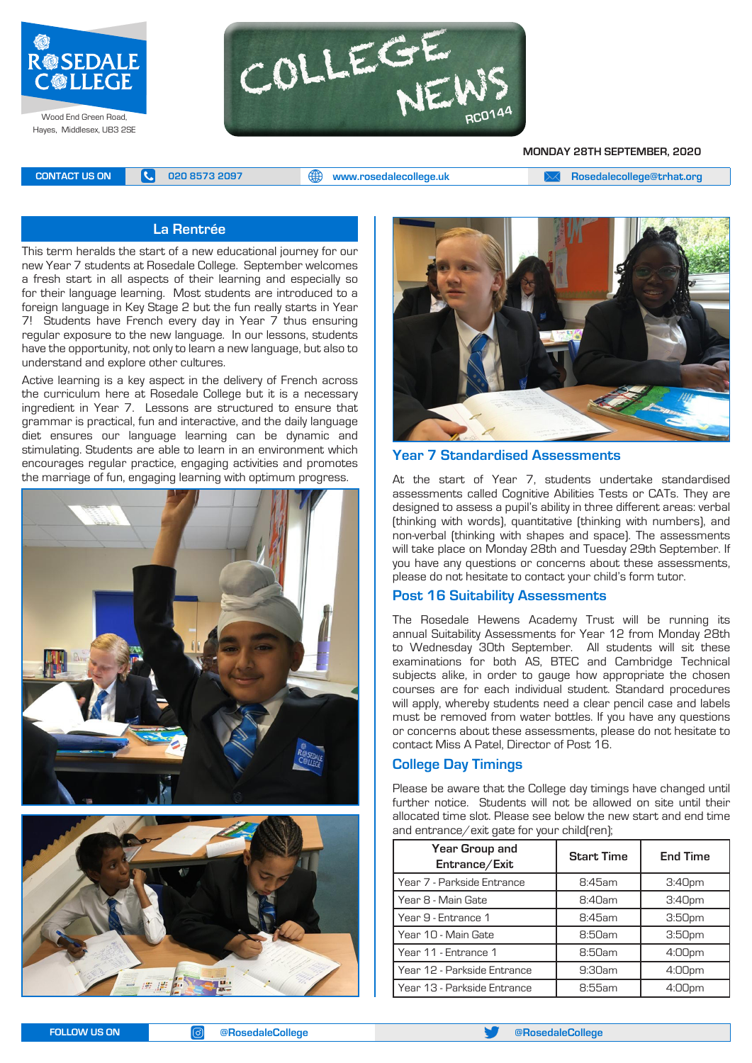# ROSEDALE COLLEGE

Wood End Green Road, Hayes, Middlesex, UB3 2SE

# COLLEGE NEWS

RC0144

MONDAY 28TH SEPTEMBER, 2020

CONTACT US ON | 020 8573 2097 | www.rosedalecollege.uk | Rosedalecollege@trhat.org

## La Rentrée

This term heralds the start of a new educational journey for our new Year 7 students at Rosedale College. September welcomes a fresh start in all aspects of their learning and especially so for their language learning. Most students are introduced to a foreign language in Key Stage 2 but the fun really starts in Year 7! Students have French every day in Year 7 thus ensuring regular exposure to the new language. In our lessons, students have the opportunity, not only to learn a new language, but also to understand and explore other cultures.

Active learning is a key aspect in the delivery of French across the curriculum here at Rosedale College but it is a necessary ingredient in Year 7. Lessons are structured to ensure that grammar is practical, fun and interactive, and the daily language diet ensures our language learning can be dynamic and stimulating. Students are able to learn in an environment which encourages regular practice, engaging activities and promotes the marriage of fun, engaging learning with optimum progress.

## Year 7 Standardised Assessments

At the start of Year 7, students undertake standardised assessments called Cognitive Abilities Tests or CATs. They are designed to assess a pupil's ability in three different areas: verbal (thinking with words), quantitative (thinking with numbers), and non-verbal (thinking with shapes and space). The assessments will take place on Monday 28th and Tuesday 29th September. If you have any questions or concerns about these assessments, please do not hesitate to contact your child's form tutor.

## Post 16 Suitability Assessments

The Rosedale Hewens Academy Trust will be running its annual Suitability Assessments for Year 12 from Monday 28th to Wednesday 30th September. All students will sit these examinations for both AS, BTEC and Cambridge Technical subjects alike, in order to gauge how appropriate the chosen courses are for each individual student. Standard procedures will apply, whereby students need a clear pencil case and labels must be removed from water bottles. If you have any questions or concerns about these assessments, please do not hesitate to contact Miss A Patel, Director of Post 16.

## College Day Timings

Please be aware that the College day timings have changed until further notice. Students will not be allowed on site until their allocated time slot. Please see below the new start and end time and entrance/exit gate for your child(ren);

| Year Group and Entrance/Exit | Start Time | End Time |
|---|---|---|
| Year 7 - Parkside Entrance | 8:45am | 3:40pm |
| Year 8 - Main Gate | 8:40am | 3:40pm |
| Year 9 - Entrance 1 | 8:45am | 3:50pm |
| Year 10 - Main Gate | 8:50am | 3:50pm |
| Year 11 - Entrance 1 | 8:50am | 4:00pm |
| Year 12 - Parkside Entrance | 9:30am | 4:00pm |
| Year 13 - Parkside Entrance | 8:55am | 4:00pm |

FOLLOW US ON | @RosedaleCollege | @RosedaleCollege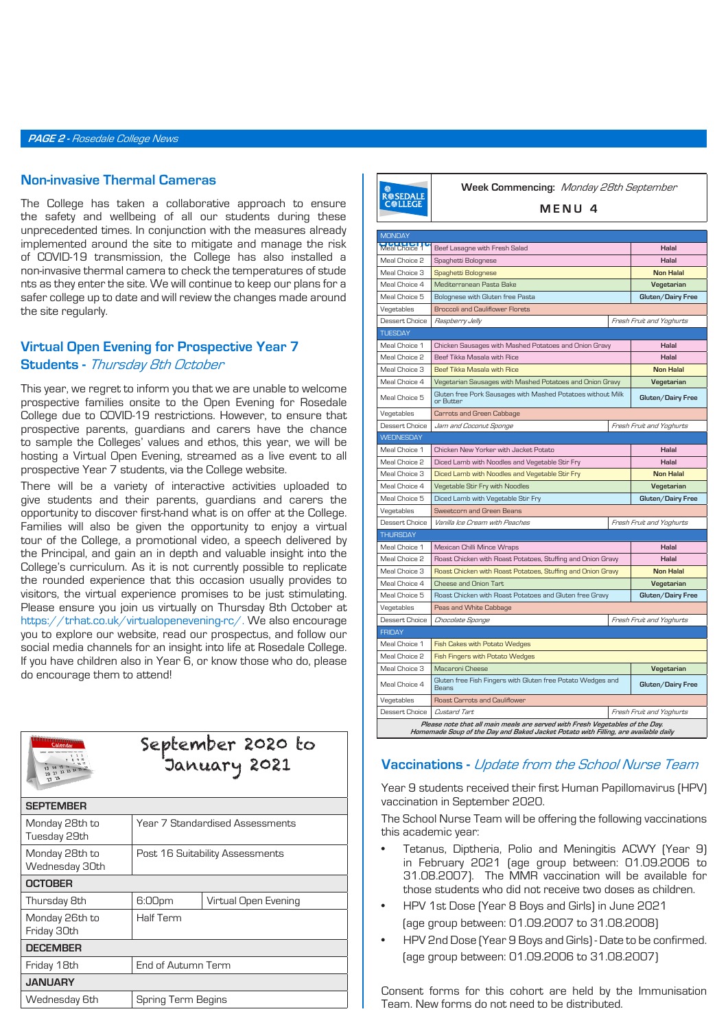## Non-invasive Thermal Cameras

The College has taken a collaborative approach to ensure the safety and wellbeing of all our students during these unprecedented times. In conjunction with the measures already implemented around the site to mitigate and manage the risk of COVID-19 transmission, the College has also installed a non-invasive thermal camera to check the temperatures of students as they enter the site. We will continue to keep our plans for a safer college up to date and will review the changes made around the site regularly.

## Virtual Open Evening for Prospective Year 7 Students - *Thursday 8th October*

This year, we regret to inform you that we are unable to welcome prospective families onsite to the Open Evening for Rosedale College due to COVID-19 restrictions. However, to ensure that prospective parents, guardians and carers have the chance to sample the Colleges' values and ethos, this year, we will be hosting a Virtual Open Evening, streamed as a live event to all prospective Year 7 students, via the College website.

There will be a variety of interactive activities uploaded to give students and their parents, guardians and carers the opportunity to discover first-hand what is on offer at the College. Families will also be given the opportunity to enjoy a virtual tour of the College, a promotional video, a speech delivered by the Principal, and gain an in depth and valuable insight into the College's curriculum. As it is not currently possible to replicate the rounded experience that this occasion usually provides to visitors, the virtual experience promises to be just stimulating. Please ensure you join us virtually on Thursday 8th October at https://trhat.co.uk/virtualopenevening-rc/. We also encourage you to explore our website, read our prospectus, and follow our social media channels for an insight into life at Rosedale College. If you have children also in Year 6, or know those who do, please do encourage them to attend!

### September 2020 to January 2021

| | | |
|---|---|---|
| **SEPTEMBER** | | |
| Monday 28th to Tuesday 29th | Year 7 Standardised Assessments | |
| Monday 28th to Wednesday 30th | Post 16 Suitability Assessments | |
| **OCTOBER** | | |
| Thursday 8th | 6:00pm | Virtual Open Evening |
| Monday 26th to Friday 30th | Half Term | |
| **DECEMBER** | | |
| Friday 18th | End of Autumn Term | |
| **JANUARY** | | |
| Wednesday 6th | Spring Term Begins | |

**Week Commencing:** *Monday 28th September*

**MENU 4**

| | | |
|---|---|---|
| **MONDAY** | | |
| Meal Choice 1 | Beef Lasagne with Fresh Salad | Halal |
| Meal Choice 2 | Spaghetti Bolognese | Halal |
| Meal Choice 3 | Spaghetti Bolognese | Non Halal |
| Meal Choice 4 | Mediterranean Pasta Bake | Vegetarian |
| Meal Choice 5 | Bolognese with Gluten free Pasta | Gluten/Dairy Free |
| Vegetables | Broccoli and Cauliflower Florets | |
| Dessert Choice | *Raspberry Jelly* | *Fresh Fruit and Yoghurts* |
| **TUESDAY** | | |
| Meal Choice 1 | Chicken Sausages with Mashed Potatoes and Onion Gravy | Halal |
| Meal Choice 2 | Beef Tikka Masala with Rice | Halal |
| Meal Choice 3 | Beef Tikka Masala with Rice | Non Halal |
| Meal Choice 4 | Vegetarian Sausages with Mashed Potatoes and Onion Gravy | Vegetarian |
| Meal Choice 5 | Gluten free Pork Sausages with Mashed Potatoes without Milk or Butter | Gluten/Dairy Free |
| Vegetables | Carrots and Green Cabbage | |
| Dessert Choice | *Jam and Coconut Sponge* | *Fresh Fruit and Yoghurts* |
| **WEDNESDAY** | | |
| Meal Choice 1 | Chicken New Yorker with Jacket Potato | Halal |
| Meal Choice 2 | Diced Lamb with Noodles and Vegetable Stir Fry | Halal |
| Meal Choice 3 | Diced Lamb with Noodles and Vegetable Stir Fry | Non Halal |
| Meal Choice 4 | Vegetable Stir Fry with Noodles | Vegetarian |
| Meal Choice 5 | Diced Lamb with Vegetable Stir Fry | Gluten/Dairy Free |
| Vegetables | Sweetcorn and Green Beans | |
| Dessert Choice | *Vanilla Ice Cream with Peaches* | *Fresh Fruit and Yoghurts* |
| **THURSDAY** | | |
| Meal Choice 1 | Mexican Chilli Mince Wraps | Halal |
| Meal Choice 2 | Roast Chicken with Roast Potatoes, Stuffing and Onion Gravy | Halal |
| Meal Choice 3 | Roast Chicken with Roast Potatoes, Stuffing and Onion Gravy | Non Halal |
| Meal Choice 4 | Cheese and Onion Tart | Vegetarian |
| Meal Choice 5 | Roast Chicken with Roast Potatoes and Gluten free Gravy | Gluten/Dairy Free |
| Vegetables | Peas and White Cabbage | |
| Dessert Choice | *Chocolate Sponge* | *Fresh Fruit and Yoghurts* |
| **FRIDAY** | | |
| Meal Choice 1 | Fish Cakes with Potato Wedges | |
| Meal Choice 2 | Fish Fingers with Potato Wedges | |
| Meal Choice 3 | Macaroni Cheese | Vegetarian |
| Meal Choice 4 | Gluten free Fish Fingers with Gluten free Potato Wedges and Beans | Gluten/Dairy Free |
| Vegetables | Roast Carrots and Cauliflower | |
| Dessert Choice | *Custard Tart* | *Fresh Fruit and Yoghurts* |

*Please note that all main meals are served with Fresh Vegetables of the Day. Homemade Soup of the Day and Baked Jacket Potato with Filling, are available daily*

## Vaccinations - *Update from the School Nurse Team*

Year 9 students received their first Human Papillomavirus (HPV) vaccination in September 2020.

The School Nurse Team will be offering the following vaccinations this academic year:

- Tetanus, Diptheria, Polio and Meningitis ACWY (Year 9) in February 2021 (age group between: 01.09.2006 to 31.08.2007). The MMR vaccination will be available for those students who did not receive two doses as children.
- HPV 1st Dose (Year 8 Boys and Girls) in June 2021 (age group between: 01.09.2007 to 31.08.2008)
- HPV 2nd Dose (Year 9 Boys and Girls) - Date to be confirmed. (age group between: 01.09.2006 to 31.08.2007)

Consent forms for this cohort are held by the Immunisation Team. New forms do not need to be distributed.